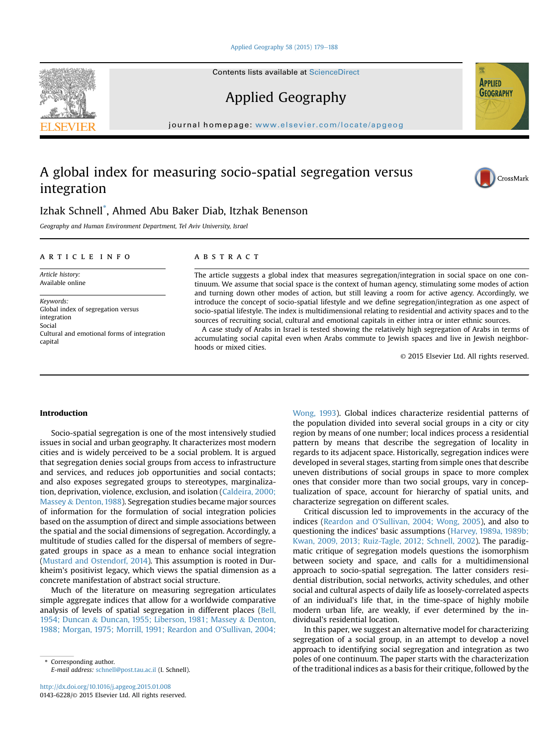# A global index for measuring socio-spatial segregation versus integration

Izhak Schnell*, Ahmed Abu Baker Diab, Itzhak Benenson

*Geography and Human Environment Department, Tel Aviv University, Israel*

## ARTICLE INFO

*Article history:*
Available online

*Keywords:*
Global index of segregation versus integration
Social
Cultural and emotional forms of integration capital

## ABSTRACT

The article suggests a global index that measures segregation/integration in social space on one continuum. We assume that social space is the context of human agency, stimulating some modes of action and turning down other modes of action, but still leaving a room for active agency. Accordingly, we introduce the concept of socio-spatial lifestyle and we define segregation/integration as one aspect of socio-spatial lifestyle. The index is multidimensional relating to residential and activity spaces and to the sources of recruiting social, cultural and emotional capitals in either intra or inter ethnic sources.

A case study of Arabs in Israel is tested showing the relatively high segregation of Arabs in terms of accumulating social capital even when Arabs commute to Jewish spaces and live in Jewish neighborhoods or mixed cities.

© 2015 Elsevier Ltd. All rights reserved.

## Introduction

Socio-spatial segregation is one of the most intensively studied issues in social and urban geography. It characterizes most modern cities and is widely perceived to be a social problem. It is argued that segregation denies social groups from access to infrastructure and services, and reduces job opportunities and social contacts; and also exposes segregated groups to stereotypes, marginalization, deprivation, violence, exclusion, and isolation (Caldeira, 2000; Massey & Denton, 1988). Segregation studies became major sources of information for the formulation of social integration policies based on the assumption of direct and simple associations between the spatial and the social dimensions of segregation. Accordingly, a multitude of studies called for the dispersal of members of segregated groups in space as a mean to enhance social integration (Mustard and Ostendorf, 2014). This assumption is rooted in Durkheim's positivist legacy, which views the spatial dimension as a concrete manifestation of abstract social structure.

Much of the literature on measuring segregation articulates simple aggregate indices that allow for a worldwide comparative analysis of levels of spatial segregation in different places (Bell, 1954; Duncan & Duncan, 1955; Liberson, 1981; Massey & Denton, 1988; Morgan, 1975; Morrill, 1991; Reardon and O'Sullivan, 2004; Wong, 1993). Global indices characterize residential patterns of the population divided into several social groups in a city or city region by means of one number; local indices process a residential pattern by means that describe the segregation of locality in regards to its adjacent space. Historically, segregation indices were developed in several stages, starting from simple ones that describe uneven distributions of social groups in space to more complex ones that consider more than two social groups, vary in conceptualization of space, account for hierarchy of spatial units, and characterize segregation on different scales.

Critical discussion led to improvements in the accuracy of the indices (Reardon and O'Sullivan, 2004; Wong, 2005), and also to questioning the indices' basic assumptions (Harvey, 1989a, 1989b; Kwan, 2009, 2013; Ruiz-Tagle, 2012; Schnell, 2002). The paradigmatic critique of segregation models questions the isomorphism between society and space, and calls for a multidimensional approach to socio-spatial segregation. The latter considers residential distribution, social networks, activity schedules, and other social and cultural aspects of daily life as loosely-correlated aspects of an individual's life that, in the time-space of highly mobile modern urban life, are weakly, if ever determined by the individual's residential location.

In this paper, we suggest an alternative model for characterizing segregation of a social group, in an attempt to develop a novel approach to identifying social segregation and integration as two poles of one continuum. The paper starts with the characterization of the traditional indices as a basis for their critique, followed by the

\* Corresponding author.
*E-mail address:* schnell@post.tau.ac.il (I. Schnell).

http://dx.doi.org/10.1016/j.apgeog.2015.01.008
0143-6228/© 2015 Elsevier Ltd. All rights reserved.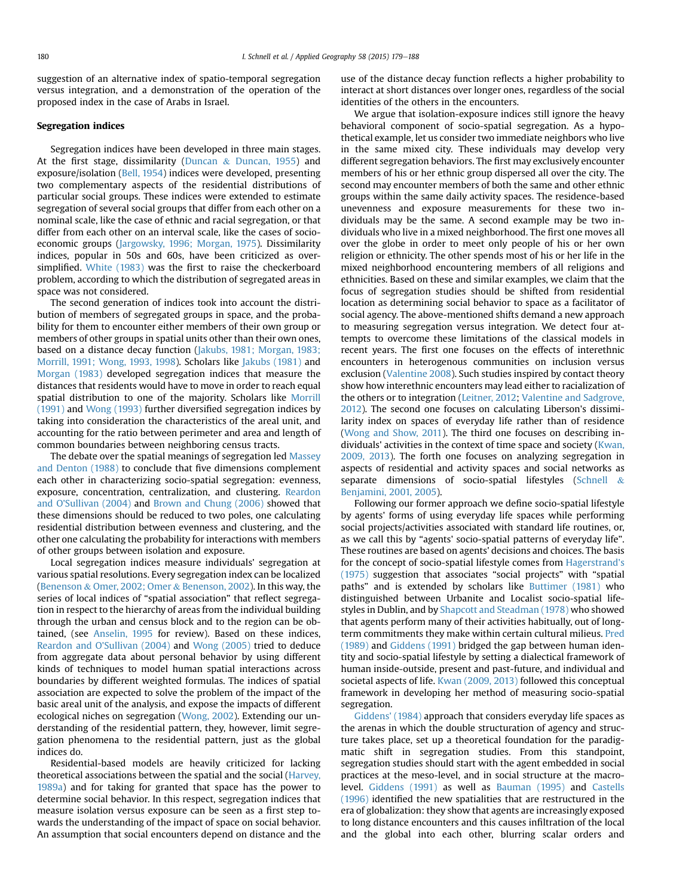suggestion of an alternative index of spatio-temporal segregation versus integration, and a demonstration of the operation of the proposed index in the case of Arabs in Israel.

## Segregation indices

Segregation indices have been developed in three main stages. At the first stage, dissimilarity (Duncan & Duncan, 1955) and exposure/isolation (Bell, 1954) indices were developed, presenting two complementary aspects of the residential distributions of particular social groups. These indices were extended to estimate segregation of several social groups that differ from each other on a nominal scale, like the case of ethnic and racial segregation, or that differ from each other on an interval scale, like the cases of socio-economic groups (Jargowsky, 1996; Morgan, 1975). Dissimilarity indices, popular in 50s and 60s, have been criticized as over-simplified. White (1983) was the first to raise the checkerboard problem, according to which the distribution of segregated areas in space was not considered.

The second generation of indices took into account the distribution of members of segregated groups in space, and the probability for them to encounter either members of their own group or members of other groups in spatial units other than their own ones, based on a distance decay function (Jakubs, 1981; Morgan, 1983; Morrill, 1991; Wong, 1993, 1998). Scholars like Jakubs (1981) and Morgan (1983) developed segregation indices that measure the distances that residents would have to move in order to reach equal spatial distribution to one of the majority. Scholars like Morrill (1991) and Wong (1993) further diversified segregation indices by taking into consideration the characteristics of the areal unit, and accounting for the ratio between perimeter and area and length of common boundaries between neighboring census tracts.

The debate over the spatial meanings of segregation led Massey and Denton (1988) to conclude that five dimensions complement each other in characterizing socio-spatial segregation: evenness, exposure, concentration, centralization, and clustering. Reardon and O'Sullivan (2004) and Brown and Chung (2006) showed that these dimensions should be reduced to two poles, one calculating residential distribution between evenness and clustering, and the other one calculating the probability for interactions with members of other groups between isolation and exposure.

Local segregation indices measure individuals' segregation at various spatial resolutions. Every segregation index can be localized (Benenson & Omer, 2002; Omer & Benenson, 2002). In this way, the series of local indices of "spatial association" that reflect segregation in respect to the hierarchy of areas from the individual building through the urban and census block and to the region can be obtained, (see Anselin, 1995 for review). Based on these indices, Reardon and O'Sullivan (2004) and Wong (2005) tried to deduce from aggregate data about personal behavior by using different kinds of techniques to model human spatial interactions across boundaries by different weighted formulas. The indices of spatial association are expected to solve the problem of the impact of the basic areal unit of the analysis, and expose the impacts of different ecological niches on segregation (Wong, 2002). Extending our understanding of the residential pattern, they, however, limit segregation phenomena to the residential pattern, just as the global indices do.

Residential-based models are heavily criticized for lacking theoretical associations between the spatial and the social (Harvey, 1989a) and for taking for granted that space has the power to determine social behavior. In this respect, segregation indices that measure isolation versus exposure can be seen as a first step towards the understanding of the impact of space on social behavior. An assumption that social encounters depend on distance and the use of the distance decay function reflects a higher probability to interact at short distances over longer ones, regardless of the social identities of the others in the encounters.

We argue that isolation-exposure indices still ignore the heavy behavioral component of socio-spatial segregation. As a hypothetical example, let us consider two immediate neighbors who live in the same mixed city. These individuals may develop very different segregation behaviors. The first may exclusively encounter members of his or her ethnic group dispersed all over the city. The second may encounter members of both the same and other ethnic groups within the same daily activity spaces. The residence-based unevenness and exposure measurements for these two individuals may be the same. A second example may be two individuals who live in a mixed neighborhood. The first one moves all over the globe in order to meet only people of his or her own religion or ethnicity. The other spends most of his or her life in the mixed neighborhood encountering members of all religions and ethnicities. Based on these and similar examples, we claim that the focus of segregation studies should be shifted from residential location as determining social behavior to space as a facilitator of social agency. The above-mentioned shifts demand a new approach to measuring segregation versus integration. We detect four attempts to overcome these limitations of the classical models in recent years. The first one focuses on the effects of interethnic encounters in heterogenous communities on inclusion versus exclusion (Valentine 2008). Such studies inspired by contact theory show how interethnic encounters may lead either to racialization of the others or to integration (Leitner, 2012; Valentine and Sadgrove, 2012). The second one focuses on calculating Liberson's dissimilarity index on spaces of everyday life rather than of residence (Wong and Show, 2011). The third one focuses on describing individuals' activities in the context of time space and society (Kwan, 2009, 2013). The forth one focuses on analyzing segregation in aspects of residential and activity spaces and social networks as separate dimensions of socio-spatial lifestyles (Schnell & Benjamini, 2001, 2005).

Following our former approach we define socio-spatial lifestyle by agents' forms of using everyday life spaces while performing social projects/activities associated with standard life routines, or, as we call this by "agents' socio-spatial patterns of everyday life". These routines are based on agents' decisions and choices. The basis for the concept of socio-spatial lifestyle comes from Hagerstrand's (1975) suggestion that associates "social projects" with "spatial paths" and is extended by scholars like Buttimer (1981) who distinguished between Urbanite and Localist socio-spatial lifestyles in Dublin, and by Shapcott and Steadman (1978) who showed that agents perform many of their activities habitually, out of long-term commitments they make within certain cultural milieus. Pred (1989) and Giddens (1991) bridged the gap between human identity and socio-spatial lifestyle by setting a dialectical framework of human inside-outside, present and past-future, and individual and societal aspects of life. Kwan (2009, 2013) followed this conceptual framework in developing her method of measuring socio-spatial segregation.

Giddens' (1984) approach that considers everyday life spaces as the arenas in which the double structuration of agency and structure takes place, set up a theoretical foundation for the paradigmatic shift in segregation studies. From this standpoint, segregation studies should start with the agent embedded in social practices at the meso-level, and in social structure at the macro-level. Giddens (1991) as well as Bauman (1995) and Castells (1996) identified the new spatialities that are restructured in the era of globalization: they show that agents are increasingly exposed to long distance encounters and this causes infiltration of the local and the global into each other, blurring scalar orders and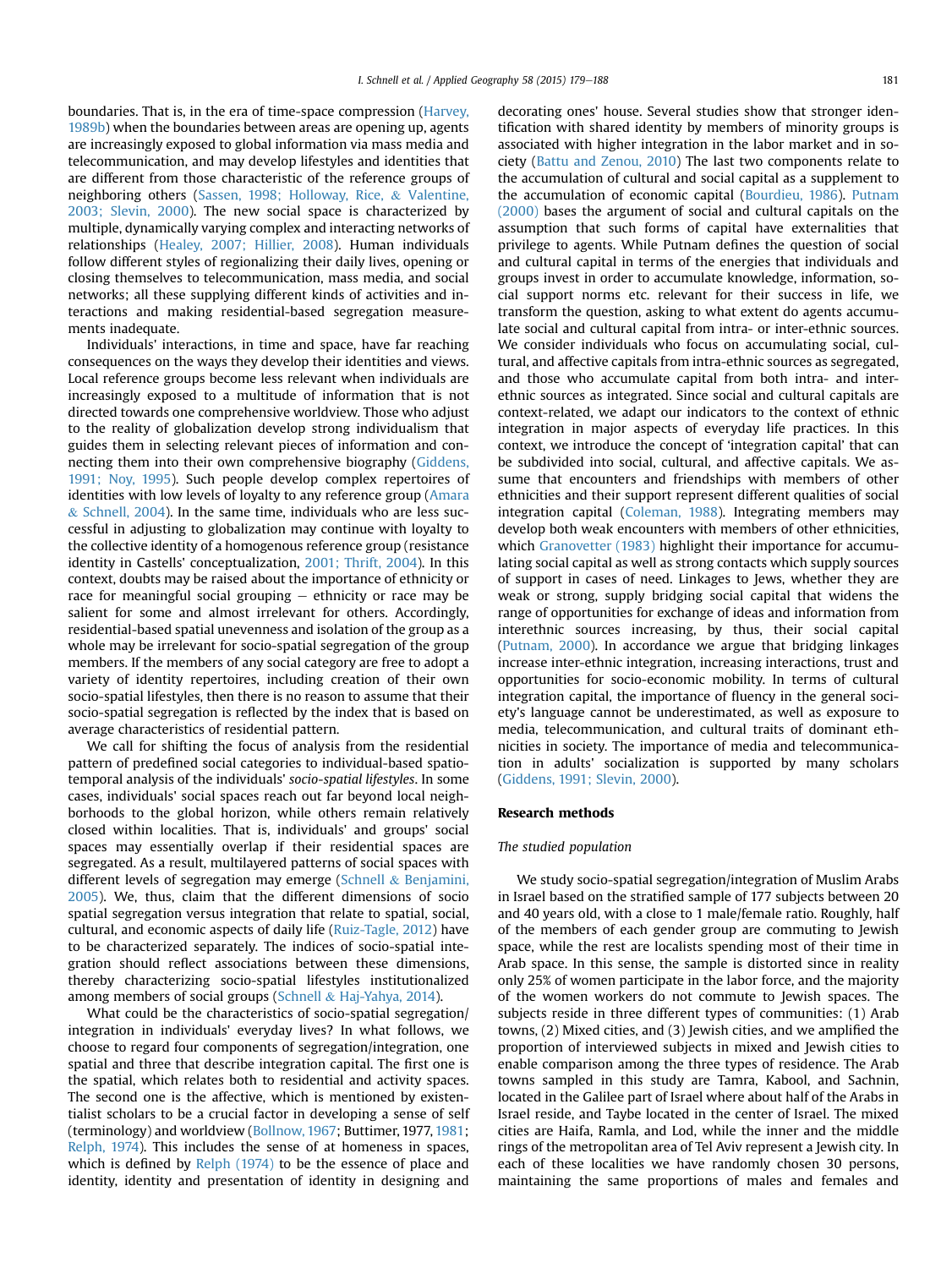boundaries. That is, in the era of time-space compression (Harvey, 1989b) when the boundaries between areas are opening up, agents are increasingly exposed to global information via mass media and telecommunication, and may develop lifestyles and identities that are different from those characteristic of the reference groups of neighboring others (Sassen, 1998; Holloway, Rice, & Valentine, 2003; Slevin, 2000). The new social space is characterized by multiple, dynamically varying complex and interacting networks of relationships (Healey, 2007; Hillier, 2008). Human individuals follow different styles of regionalizing their daily lives, opening or closing themselves to telecommunication, mass media, and social networks; all these supplying different kinds of activities and interactions and making residential-based segregation measurements inadequate.

Individuals' interactions, in time and space, have far reaching consequences on the ways they develop their identities and views. Local reference groups become less relevant when individuals are increasingly exposed to a multitude of information that is not directed towards one comprehensive worldview. Those who adjust to the reality of globalization develop strong individualism that guides them in selecting relevant pieces of information and connecting them into their own comprehensive biography (Giddens, 1991; Noy, 1995). Such people develop complex repertoires of identities with low levels of loyalty to any reference group (Amara & Schnell, 2004). In the same time, individuals who are less successful in adjusting to globalization may continue with loyalty to the collective identity of a homogenous reference group (resistance identity in Castells' conceptualization, 2001; Thrift, 2004). In this context, doubts may be raised about the importance of ethnicity or race for meaningful social grouping – ethnicity or race may be salient for some and almost irrelevant for others. Accordingly, residential-based spatial unevenness and isolation of the group as a whole may be irrelevant for socio-spatial segregation of the group members. If the members of any social category are free to adopt a variety of identity repertoires, including creation of their own socio-spatial lifestyles, then there is no reason to assume that their socio-spatial segregation is reflected by the index that is based on average characteristics of residential pattern.

We call for shifting the focus of analysis from the residential pattern of predefined social categories to individual-based spatio-temporal analysis of the individuals' *socio-spatial lifestyles*. In some cases, individuals' social spaces reach out far beyond local neighborhoods to the global horizon, while others remain relatively closed within localities. That is, individuals' and groups' social spaces may essentially overlap if their residential spaces are segregated. As a result, multilayered patterns of social spaces with different levels of segregation may emerge (Schnell & Benjamini, 2005). We, thus, claim that the different dimensions of socio spatial segregation versus integration that relate to spatial, social, cultural, and economic aspects of daily life (Ruiz-Tagle, 2012) have to be characterized separately. The indices of socio-spatial integration should reflect associations between these dimensions, thereby characterizing socio-spatial lifestyles institutionalized among members of social groups (Schnell & Haj-Yahya, 2014).

What could be the characteristics of socio-spatial segregation/integration in individuals' everyday lives? In what follows, we choose to regard four components of segregation/integration, one spatial and three that describe integration capital. The first one is the spatial, which relates both to residential and activity spaces. The second one is the affective, which is mentioned by existentialist scholars to be a crucial factor in developing a sense of self (terminology) and worldview (Bollnow, 1967; Buttimer, 1977, 1981; Relph, 1974). This includes the sense of at homeness in spaces, which is defined by Relph (1974) to be the essence of place and identity, identity and presentation of identity in designing and decorating ones' house. Several studies show that stronger identification with shared identity by members of minority groups is associated with higher integration in the labor market and in society (Battu and Zenou, 2010) The last two components relate to the accumulation of cultural and social capital as a supplement to the accumulation of economic capital (Bourdieu, 1986). Putnam (2000) bases the argument of social and cultural capitals on the assumption that such forms of capital have externalities that privilege to agents. While Putnam defines the question of social and cultural capital in terms of the energies that individuals and groups invest in order to accumulate knowledge, information, social support norms etc. relevant for their success in life, we transform the question, asking to what extent do agents accumulate social and cultural capital from intra- or inter-ethnic sources. We consider individuals who focus on accumulating social, cultural, and affective capitals from intra-ethnic sources as segregated, and those who accumulate capital from both intra- and inter-ethnic sources as integrated. Since social and cultural capitals are context-related, we adapt our indicators to the context of ethnic integration in major aspects of everyday life practices. In this context, we introduce the concept of 'integration capital' that can be subdivided into social, cultural, and affective capitals. We assume that encounters and friendships with members of other ethnicities and their support represent different qualities of social integration capital (Coleman, 1988). Integrating members may develop both weak encounters with members of other ethnicities, which Granovetter (1983) highlight their importance for accumulating social capital as well as strong contacts which supply sources of support in cases of need. Linkages to Jews, whether they are weak or strong, supply bridging social capital that widens the range of opportunities for exchange of ideas and information from interethnic sources increasing, by thus, their social capital (Putnam, 2000). In accordance we argue that bridging linkages increase inter-ethnic integration, increasing interactions, trust and opportunities for socio-economic mobility. In terms of cultural integration capital, the importance of fluency in the general society's language cannot be underestimated, as well as exposure to media, telecommunication, and cultural traits of dominant ethnicities in society. The importance of media and telecommunication in adults' socialization is supported by many scholars (Giddens, 1991; Slevin, 2000).

## Research methods

### *The studied population*

We study socio-spatial segregation/integration of Muslim Arabs in Israel based on the stratified sample of 177 subjects between 20 and 40 years old, with a close to 1 male/female ratio. Roughly, half of the members of each gender group are commuting to Jewish space, while the rest are localists spending most of their time in Arab space. In this sense, the sample is distorted since in reality only 25% of women participate in the labor force, and the majority of the women workers do not commute to Jewish spaces. The subjects reside in three different types of communities: (1) Arab towns, (2) Mixed cities, and (3) Jewish cities, and we amplified the proportion of interviewed subjects in mixed and Jewish cities to enable comparison among the three types of residence. The Arab towns sampled in this study are Tamra, Kabool, and Sachnin, located in the Galilee part of Israel where about half of the Arabs in Israel reside, and Taybe located in the center of Israel. The mixed cities are Haifa, Ramla, and Lod, while the inner and the middle rings of the metropolitan area of Tel Aviv represent a Jewish city. In each of these localities we have randomly chosen 30 persons, maintaining the same proportions of males and females and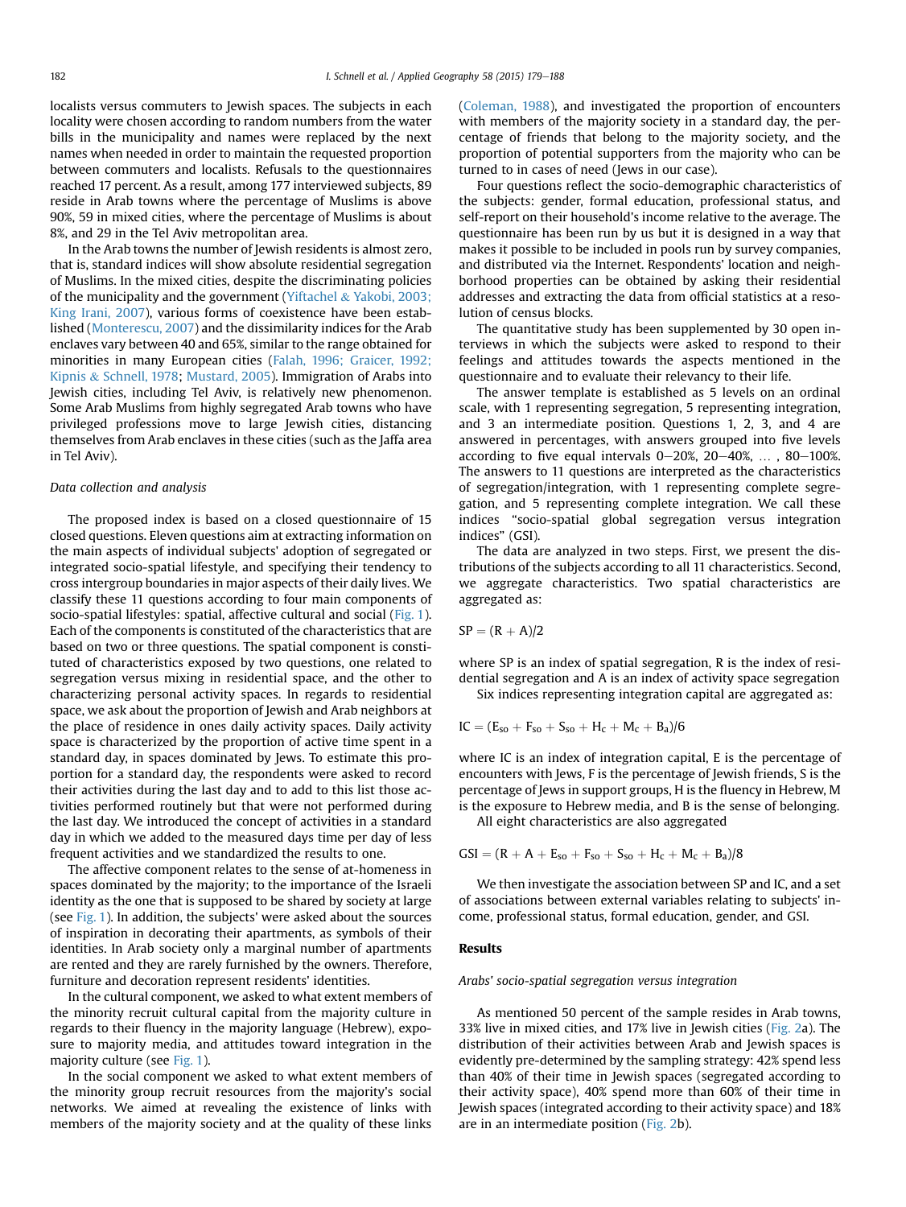localists versus commuters to Jewish spaces. The subjects in each locality were chosen according to random numbers from the water bills in the municipality and names were replaced by the next names when needed in order to maintain the requested proportion between commuters and localists. Refusals to the questionnaires reached 17 percent. As a result, among 177 interviewed subjects, 89 reside in Arab towns where the percentage of Muslims is above 90%, 59 in mixed cities, where the percentage of Muslims is about 8%, and 29 in the Tel Aviv metropolitan area.

In the Arab towns the number of Jewish residents is almost zero, that is, standard indices will show absolute residential segregation of Muslims. In the mixed cities, despite the discriminating policies of the municipality and the government (Yiftachel & Yakobi, 2003; King Irani, 2007), various forms of coexistence have been established (Monterescu, 2007) and the dissimilarity indices for the Arab enclaves vary between 40 and 65%, similar to the range obtained for minorities in many European cities (Falah, 1996; Graicer, 1992; Kipnis & Schnell, 1978; Mustard, 2005). Immigration of Arabs into Jewish cities, including Tel Aviv, is relatively new phenomenon. Some Arab Muslims from highly segregated Arab towns who have privileged professions move to large Jewish cities, distancing themselves from Arab enclaves in these cities (such as the Jaffa area in Tel Aviv).

### *Data collection and analysis*

The proposed index is based on a closed questionnaire of 15 closed questions. Eleven questions aim at extracting information on the main aspects of individual subjects' adoption of segregated or integrated socio-spatial lifestyle, and specifying their tendency to cross intergroup boundaries in major aspects of their daily lives. We classify these 11 questions according to four main components of socio-spatial lifestyles: spatial, affective cultural and social (Fig. 1). Each of the components is constituted of the characteristics that are based on two or three questions. The spatial component is constituted of characteristics exposed by two questions, one related to segregation versus mixing in residential space, and the other to characterizing personal activity spaces. In regards to residential space, we ask about the proportion of Jewish and Arab neighbors at the place of residence in ones daily activity spaces. Daily activity space is characterized by the proportion of active time spent in a standard day, in spaces dominated by Jews. To estimate this proportion for a standard day, the respondents were asked to record their activities during the last day and to add to this list those activities performed routinely but that were not performed during the last day. We introduced the concept of activities in a standard day in which we added to the measured days time per day of less frequent activities and we standardized the results to one.

The affective component relates to the sense of at-homeness in spaces dominated by the majority; to the importance of the Israeli identity as the one that is supposed to be shared by society at large (see Fig. 1). In addition, the subjects' were asked about the sources of inspiration in decorating their apartments, as symbols of their identities. In Arab society only a marginal number of apartments are rented and they are rarely furnished by the owners. Therefore, furniture and decoration represent residents' identities.

In the cultural component, we asked to what extent members of the minority recruit cultural capital from the majority culture in regards to their fluency in the majority language (Hebrew), exposure to majority media, and attitudes toward integration in the majority culture (see Fig. 1).

In the social component we asked to what extent members of the minority group recruit resources from the majority's social networks. We aimed at revealing the existence of links with members of the majority society and at the quality of these links (Coleman, 1988), and investigated the proportion of encounters with members of the majority society in a standard day, the percentage of friends that belong to the majority society, and the proportion of potential supporters from the majority who can be turned to in cases of need (Jews in our case).

Four questions reflect the socio-demographic characteristics of the subjects: gender, formal education, professional status, and self-report on their household's income relative to the average. The questionnaire has been run by us but it is designed in a way that makes it possible to be included in pools run by survey companies, and distributed via the Internet. Respondents' location and neighborhood properties can be obtained by asking their residential addresses and extracting the data from official statistics at a resolution of census blocks.

The quantitative study has been supplemented by 30 open interviews in which the subjects were asked to respond to their feelings and attitudes towards the aspects mentioned in the questionnaire and to evaluate their relevancy to their life.

The answer template is established as 5 levels on an ordinal scale, with 1 representing segregation, 5 representing integration, and 3 an intermediate position. Questions 1, 2, 3, and 4 are answered in percentages, with answers grouped into five levels according to five equal intervals 0–20%, 20–40%, … , 80–100%. The answers to 11 questions are interpreted as the characteristics of segregation/integration, with 1 representing complete segregation, and 5 representing complete integration. We call these indices "socio-spatial global segregation versus integration indices" (GSI).

The data are analyzed in two steps. First, we present the distributions of the subjects according to all 11 characteristics. Second, we aggregate characteristics. Two spatial characteristics are aggregated as:

$$\mathrm{SP} = (\mathrm{R} + \mathrm{A})/2$$

where SP is an index of spatial segregation, R is the index of residential segregation and A is an index of activity space segregation

Six indices representing integration capital are aggregated as:

$$\mathrm{IC} = (\mathrm{E_{so}} + \mathrm{F_{so}} + \mathrm{S_{so}} + \mathrm{H_c} + \mathrm{M_c} + \mathrm{B_a})/6$$

where IC is an index of integration capital, E is the percentage of encounters with Jews, F is the percentage of Jewish friends, S is the percentage of Jews in support groups, H is the fluency in Hebrew, M is the exposure to Hebrew media, and B is the sense of belonging.

All eight characteristics are also aggregated

$$\mathrm{GSI} = (\mathrm{R} + \mathrm{A} + \mathrm{E_{so}} + \mathrm{F_{so}} + \mathrm{S_{so}} + \mathrm{H_c} + \mathrm{M_c} + \mathrm{B_a})/8$$

We then investigate the association between SP and IC, and a set of associations between external variables relating to subjects' income, professional status, formal education, gender, and GSI.

## Results

### *Arabs' socio-spatial segregation versus integration*

As mentioned 50 percent of the sample resides in Arab towns, 33% live in mixed cities, and 17% live in Jewish cities (Fig. 2a). The distribution of their activities between Arab and Jewish spaces is evidently pre-determined by the sampling strategy: 42% spend less than 40% of their time in Jewish spaces (segregated according to their activity space), 40% spend more than 60% of their time in Jewish spaces (integrated according to their activity space) and 18% are in an intermediate position (Fig. 2b).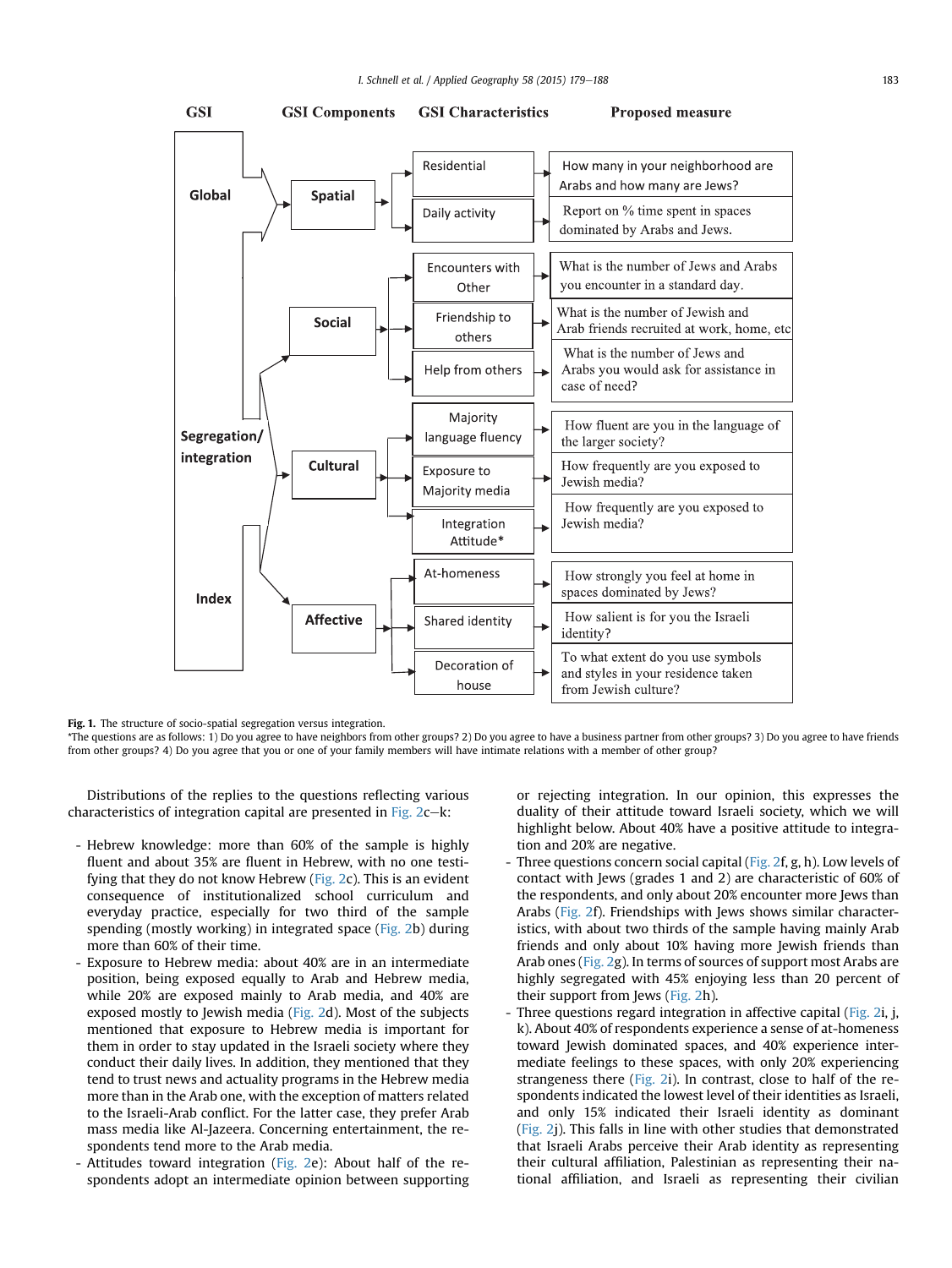| GSI | GSI Components | GSI Characteristics | Proposed measure |
|---|---|---|---|
| Global Segregation/integration Index | Spatial | Residential | How many in your neighborhood are Arabs and how many are Jews? |
| | | Daily activity | Report on % time spent in spaces dominated by Arabs and Jews. |
| | Social | Encounters with Other | What is the number of Jews and Arabs you encounter in a standard day. |
| | | Friendship to others | What is the number of Jewish and Arab friends recruited at work, home, etc |
| | | Help from others | What is the number of Jews and Arabs you would ask for assistance in case of need? |
| | Cultural | Majority language fluency | How fluent are you in the language of the larger society? |
| | | Exposure to Majority media | How frequently are you exposed to Jewish media? |
| | | Integration Attitude* | How frequently are you exposed to Jewish media? |
| | Affective | At-homeness | How strongly you feel at home in spaces dominated by Jews? |
| | | Shared identity | How salient is for you the Israeli identity? |
| | | Decoration of house | To what extent do you use symbols and styles in your residence taken from Jewish culture? |

**Fig. 1.** The structure of socio-spatial segregation versus integration.

*The questions are as follows: 1) Do you agree to have neighbors from other groups? 2) Do you agree to have a business partner from other groups? 3) Do you agree to have friends from other groups? 4) Do you agree that you or one of your family members will have intimate relations with a member of other group?

Distributions of the replies to the questions reflecting various characteristics of integration capital are presented in Fig. 2c–k:

- Hebrew knowledge: more than 60% of the sample is highly fluent and about 35% are fluent in Hebrew, with no one testifying that they do not know Hebrew (Fig. 2c). This is an evident consequence of institutionalized school curriculum and everyday practice, especially for two third of the sample spending (mostly working) in integrated space (Fig. 2b) during more than 60% of their time.
- Exposure to Hebrew media: about 40% are in an intermediate position, being exposed equally to Arab and Hebrew media, while 20% are exposed mainly to Arab media, and 40% are exposed mostly to Jewish media (Fig. 2d). Most of the subjects mentioned that exposure to Hebrew media is important for them in order to stay updated in the Israeli society where they conduct their daily lives. In addition, they mentioned that they tend to trust news and actuality programs in the Hebrew media more than in the Arab one, with the exception of matters related to the Israeli-Arab conflict. For the latter case, they prefer Arab mass media like Al-Jazeera. Concerning entertainment, the respondents tend more to the Arab media.
- Attitudes toward integration (Fig. 2e): About half of the respondents adopt an intermediate opinion between supporting or rejecting integration. In our opinion, this expresses the duality of their attitude toward Israeli society, which we will highlight below. About 40% have a positive attitude to integration and 20% are negative.
- Three questions concern social capital (Fig. 2f, g, h). Low levels of contact with Jews (grades 1 and 2) are characteristic of 60% of the respondents, and only about 20% encounter more Jews than Arabs (Fig. 2f). Friendships with Jews shows similar characteristics, with about two thirds of the sample having mainly Arab friends and only about 10% having more Jewish friends than Arab ones (Fig. 2g). In terms of sources of support most Arabs are highly segregated with 45% enjoying less than 20 percent of their support from Jews (Fig. 2h).
- Three questions regard integration in affective capital (Fig. 2i, j, k). About 40% of respondents experience a sense of at-homeness toward Jewish dominated spaces, and 40% experience intermediate feelings to these spaces, with only 20% experiencing strangeness there (Fig. 2i). In contrast, close to half of the respondents indicated the lowest level of their identities as Israeli, and only 15% indicated their Israeli identity as dominant (Fig. 2j). This falls in line with other studies that demonstrated that Israeli Arabs perceive their Arab identity as representing their cultural affiliation, Palestinian as representing their national affiliation, and Israeli as representing their civilian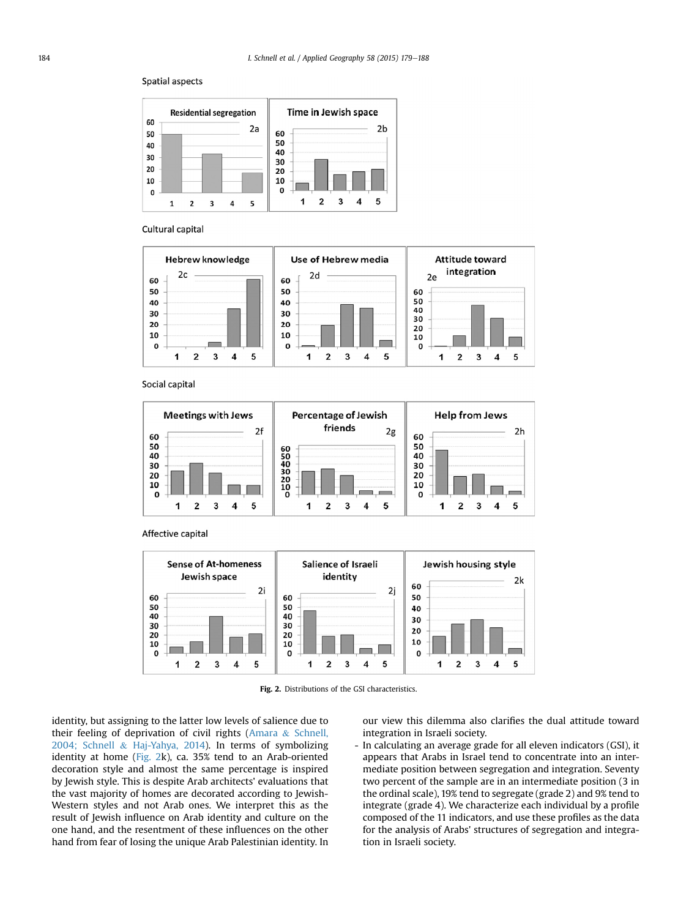Spatial aspects

Cultural capital

Social capital

Affective capital

Fig. 2. Distributions of the GSI characteristics.

identity, but assigning to the latter low levels of salience due to their feeling of deprivation of civil rights (Amara & Schnell, 2004; Schnell & Haj-Yahya, 2014). In terms of symbolizing identity at home (Fig. 2k), ca. 35% tend to an Arab-oriented decoration style and almost the same percentage is inspired by Jewish style. This is despite Arab architects' evaluations that the vast majority of homes are decorated according to Jewish-Western styles and not Arab ones. We interpret this as the result of Jewish influence on Arab identity and culture on the one hand, and the resentment of these influences on the other hand from fear of losing the unique Arab Palestinian identity. In our view this dilemma also clarifies the dual attitude toward integration in Israeli society.

- In calculating an average grade for all eleven indicators (GSI), it appears that Arabs in Israel tend to concentrate into an intermediate position between segregation and integration. Seventy two percent of the sample are in an intermediate position (3 in the ordinal scale), 19% tend to segregate (grade 2) and 9% tend to integrate (grade 4). We characterize each individual by a profile composed of the 11 indicators, and use these profiles as the data for the analysis of Arabs' structures of segregation and integration in Israeli society.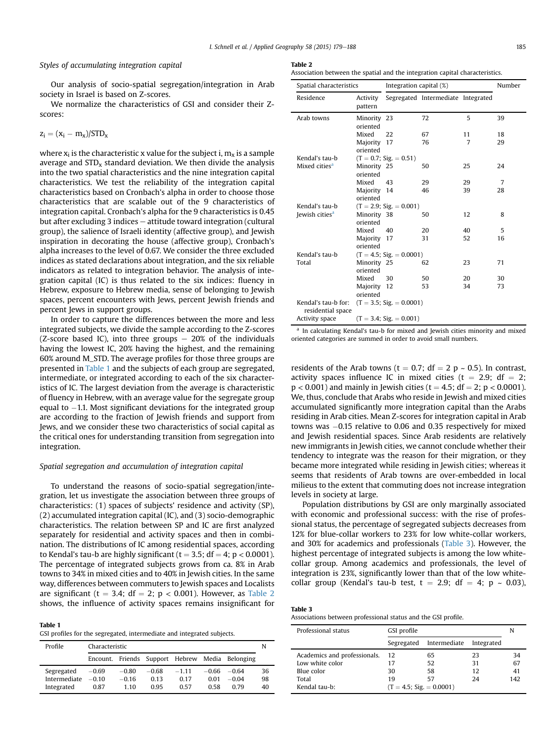### *Styles of accumulating integration capital*

Our analysis of socio-spatial segregation/integration in Arab society in Israel is based on Z-scores.

We normalize the characteristics of GSI and consider their Z-scores:

$$z_i = (x_i - m_x)/STD_x$$

where $x_i$ is the characteristic x value for the subject i, $m_x$ is a sample average and $STD_x$ standard deviation. We then divide the analysis into the two spatial characteristics and the nine integration capital characteristics. We test the reliability of the integration capital characteristics based on Cronbach's alpha in order to choose those characteristics that are scalable out of the 9 characteristics of integration capital. Cronbach's alpha for the 9 characteristics is 0.45 but after excluding 3 indices – attitude toward integration (cultural group), the salience of Israeli identity (affective group), and Jewish inspiration in decorating the house (affective group), Cronbach's alpha increases to the level of 0.67. We consider the three excluded indices as stated declarations about integration, and the six reliable indicators as related to integration behavior. The analysis of integration capital (IC) is thus related to the six indices: fluency in Hebrew, exposure to Hebrew media, sense of belonging to Jewish spaces, percent encounters with Jews, percent Jewish friends and percent Jews in support groups.

In order to capture the differences between the more and less integrated subjects, we divide the sample according to the Z-scores (Z-score based IC), into three groups – 20% of the individuals having the lowest IC, 20% having the highest, and the remaining 60% around M_STD. The average profiles for those three groups are presented in Table 1 and the subjects of each group are segregated, intermediate, or integrated according to each of the six characteristics of IC. The largest deviation from the average is characteristic of fluency in Hebrew, with an average value for the segregate group equal to −1.1. Most significant deviations for the integrated group are according to the fraction of Jewish friends and support from Jews, and we consider these two characteristics of social capital as the critical ones for understanding transition from segregation into integration.

### *Spatial segregation and accumulation of integration capital*

To understand the reasons of socio-spatial segregation/integration, let us investigate the association between three groups of characteristics: (1) spaces of subjects' residence and activity (SP), (2) accumulated integration capital (IC), and (3) socio-demographic characteristics. The relation between SP and IC are first analyzed separately for residential and activity spaces and then in combination. The distributions of IC among residential spaces, according to Kendal's tau-b are highly significant ($t = 3.5$; $df = 4$; $p < 0.0001$). The percentage of integrated subjects grows from ca. 8% in Arab towns to 34% in mixed cities and to 40% in Jewish cities. In the same way, differences between commuters to Jewish spaces and Localists are significant ($t = 3.4$; $df = 2$; $p < 0.001$). However, as Table 2 shows, the influence of activity spaces remains insignificant for residents of the Arab towns ($t = 0.7$; $df = 2$ $p \sim 0.5$). In contrast, activity spaces influence IC in mixed cities ($t = 2.9$; $df = 2$; $p < 0.001$) and mainly in Jewish cities ($t = 4.5$; $df = 2$; $p < 0.0001$). We, thus, conclude that Arabs who reside in Jewish and mixed cities accumulated significantly more integration capital than the Arabs residing in Arab cities. Mean Z-scores for integration capital in Arab towns was −0.15 relative to 0.06 and 0.35 respectively for mixed and Jewish residential spaces. Since Arab residents are relatively new immigrants in Jewish cities, we cannot conclude whether their tendency to integrate was the reason for their migration, or they became more integrated while residing in Jewish cities; whereas it seems that residents of Arab towns are over-embedded in local milieus to the extent that commuting does not increase integration levels in society at large.

Population distributions by GSI are only marginally associated with economic and professional success: with the rise of professional status, the percentage of segregated subjects decreases from 12% for blue-collar workers to 23% for low white-collar workers, and 30% for academics and professionals (Table 3). However, the highest percentage of integrated subjects is among the low white-collar group. Among academics and professionals, the level of integration is 23%, significantly lower than that of the low white-collar group (Kendal's tau-b test, $t = 2.9$; $df = 4$; $p \sim 0.03$),

**Table 1**
GSI profiles for the segregated, intermediate and integrated subjects.

| Profile | Characteristic | | | | | | N |
|---|---|---|---|---|---|---|---|
| | Encount. | Friends | Support | Hebrew | Media | Belonging | |
| Segregated | −0.69 | −0.80 | −0.68 | −1.11 | −0.66 | −0.64 | 36 |
| Intermediate | −0.10 | −0.16 | 0.13 | 0.17 | 0.01 | −0.04 | 98 |
| Integrated | 0.87 | 1.10 | 0.95 | 0.57 | 0.58 | 0.79 | 40 |

**Table 2**
Association between the spatial and the integration capital characteristics.

| Spatial characteristics | | Integration capital (%) | | | Number |
|---|---|---|---|---|---|
| Residence | Activity pattern | Segregated | Intermediate | Integrated | |
| Arab towns | Minority oriented | 23 | 72 | 5 | 39 |
| | Mixed | 22 | 67 | 11 | 18 |
| | Majority oriented | 17 | 76 | 7 | 29 |
| Kendal's tau-b | (T = 0.7; Sig. = 0.51) | | | | |
| Mixed cities[a] | Minority oriented | 25 | 50 | 25 | 24 |
| | Mixed | 43 | 29 | 29 | 7 |
| | Majority oriented | 14 | 46 | 39 | 28 |
| Kendal's tau-b | (T = 2.9; Sig. = 0.001) | | | | |
| Jewish cities[a] | Minority oriented | 38 | 50 | 12 | 8 |
| | Mixed | 40 | 20 | 40 | 5 |
| | Majority oriented | 17 | 31 | 52 | 16 |
| Kendal's tau-b | (T = 4.5; Sig. = 0.0001) | | | | |
| Total | Minority oriented | 25 | 62 | 23 | 71 |
| | Mixed | 30 | 50 | 20 | 30 |
| | Majority oriented | 12 | 53 | 34 | 73 |
| Kendal's tau-b for: residential space | (T = 3.5; Sig. = 0.0001) | | | | |
| Activity space | (T = 3.4; Sig. = 0.001) | | | | |

[a] In calculating Kendal's tau-b for mixed and Jewish cities minority and mixed oriented categories are summed in order to avoid small numbers.

**Table 3**
Associations between professional status and the GSI profile.

| Professional status | GSI profile | | | N |
|---|---|---|---|---|
| | Segregated | Intermediate | Integrated | |
| Academics and professionals. | 12 | 65 | 23 | 34 |
| Low white color | 17 | 52 | 31 | 67 |
| Blue color | 30 | 58 | 12 | 41 |
| Total | 19 | 57 | 24 | 142 |
| Kendal tau-b: | (T = 4.5; Sig. = 0.0001) | | | |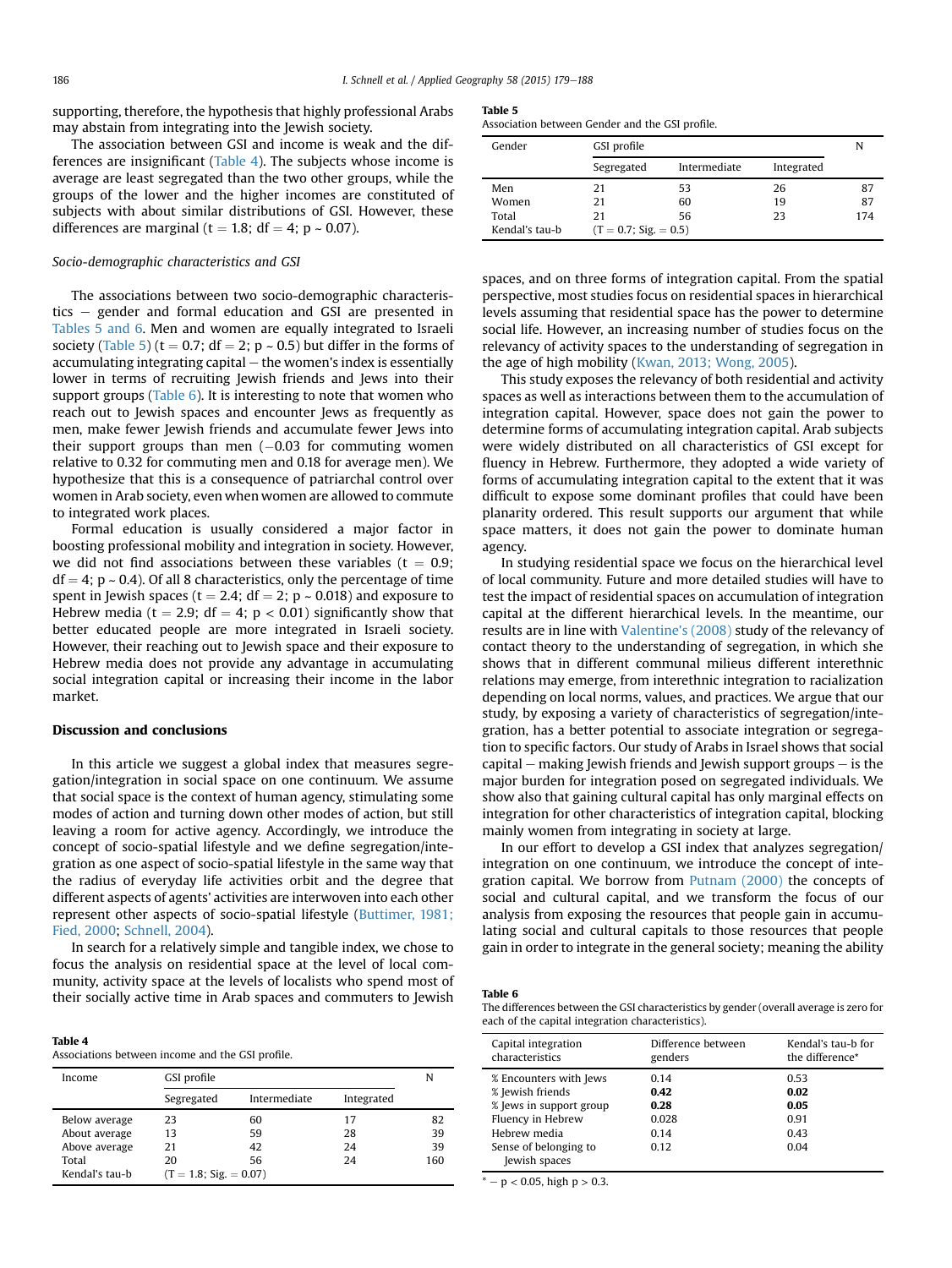supporting, therefore, the hypothesis that highly professional Arabs may abstain from integrating into the Jewish society.

The association between GSI and income is weak and the differences are insignificant (Table 4). The subjects whose income is average are least segregated than the two other groups, while the groups of the lower and the higher incomes are constituted of subjects with about similar distributions of GSI. However, these differences are marginal ($t = 1.8$; $df = 4$; $p \sim 0.07$).

### Socio-demographic characteristics and GSI

The associations between two socio-demographic characteristics – gender and formal education and GSI are presented in Tables 5 and 6. Men and women are equally integrated to Israeli society (Table 5) ($t = 0.7$; $df = 2$; $p \sim 0.5$) but differ in the forms of accumulating integrating capital – the women's index is essentially lower in terms of recruiting Jewish friends and Jews into their support groups (Table 6). It is interesting to note that women who reach out to Jewish spaces and encounter Jews as frequently as men, make fewer Jewish friends and accumulate fewer Jews into their support groups than men (−0.03 for commuting women relative to 0.32 for commuting men and 0.18 for average men). We hypothesize that this is a consequence of patriarchal control over women in Arab society, even when women are allowed to commute to integrated work places.

Formal education is usually considered a major factor in boosting professional mobility and integration in society. However, we did not find associations between these variables ($t = 0.9$; $df = 4$; $p \sim 0.4$). Of all 8 characteristics, only the percentage of time spent in Jewish spaces ($t = 2.4$; $df = 2$; $p \sim 0.018$) and exposure to Hebrew media ($t = 2.9$; $df = 4$; $p < 0.01$) significantly show that better educated people are more integrated in Israeli society. However, their reaching out to Jewish space and their exposure to Hebrew media does not provide any advantage in accumulating social integration capital or increasing their income in the labor market.

## Discussion and conclusions

In this article we suggest a global index that measures segregation/integration in social space on one continuum. We assume that social space is the context of human agency, stimulating some modes of action and turning down other modes of action, but still leaving a room for active agency. Accordingly, we introduce the concept of socio-spatial lifestyle and we define segregation/integration as one aspect of socio-spatial lifestyle in the same way that the radius of everyday life activities orbit and the degree that different aspects of agents' activities are interwoven into each other represent other aspects of socio-spatial lifestyle (Buttimer, 1981; Fied, 2000; Schnell, 2004).

In search for a relatively simple and tangible index, we chose to focus the analysis on residential space at the level of local community, activity space at the levels of localists who spend most of their socially active time in Arab spaces and commuters to Jewish spaces, and on three forms of integration capital. From the spatial perspective, most studies focus on residential spaces in hierarchical levels assuming that residential space has the power to determine social life. However, an increasing number of studies focus on the relevancy of activity spaces to the understanding of segregation in the age of high mobility (Kwan, 2013; Wong, 2005).

This study exposes the relevancy of both residential and activity spaces as well as interactions between them to the accumulation of integration capital. However, space does not gain the power to determine forms of accumulating integration capital. Arab subjects were widely distributed on all characteristics of GSI except for fluency in Hebrew. Furthermore, they adopted a wide variety of forms of accumulating integration capital to the extent that it was difficult to expose some dominant profiles that could have been planarity ordered. This result supports our argument that while space matters, it does not gain the power to dominate human agency.

In studying residential space we focus on the hierarchical level of local community. Future and more detailed studies will have to test the impact of residential spaces on accumulation of integration capital at the different hierarchical levels. In the meantime, our results are in line with Valentine's (2008) study of the relevancy of contact theory to the understanding of segregation, in which she shows that in different communal milieus different interethnic relations may emerge, from interethnic integration to racialization depending on local norms, values, and practices. We argue that our study, by exposing a variety of characteristics of segregation/integration, has a better potential to associate integration or segregation to specific factors. Our study of Arabs in Israel shows that social capital – making Jewish friends and Jewish support groups – is the major burden for integration posed on segregated individuals. We show also that gaining cultural capital has only marginal effects on integration for other characteristics of integration capital, blocking mainly women from integrating in society at large.

In our effort to develop a GSI index that analyzes segregation/integration on one continuum, we introduce the concept of integration capital. We borrow from Putnam (2000) the concepts of social and cultural capital, and we transform the focus of our analysis from exposing the resources that people gain in accumulating social and cultural capitals to those resources that people gain in order to integrate in the general society; meaning the ability

**Table 4**
Associations between income and the GSI profile.

| Income | GSI profile | | | N |
|---|---|---|---|---|
| | Segregated | Intermediate | Integrated | |
| Below average | 23 | 60 | 17 | 82 |
| About average | 13 | 59 | 28 | 39 |
| Above average | 21 | 42 | 24 | 39 |
| Total | 20 | 56 | 24 | 160 |
| Kendal's tau-b | ($T = 1.8$; Sig. = 0.07) | | | |

**Table 5**
Association between Gender and the GSI profile.

| Gender | GSI profile | | | N |
|---|---|---|---|---|
| | Segregated | Intermediate | Integrated | |
| Men | 21 | 53 | 26 | 87 |
| Women | 21 | 60 | 19 | 87 |
| Total | 21 | 56 | 23 | 174 |
| Kendal's tau-b | ($T = 0.7$; Sig. = 0.5) | | | |

**Table 6**
The differences between the GSI characteristics by gender (overall average is zero for each of the capital integration characteristics).

| Capital integration characteristics | Difference between genders | Kendal's tau-b for the difference* |
|---|---|---|
| % Encounters with Jews | 0.14 | 0.53 |
| % Jewish friends | **0.42** | **0.02** |
| % Jews in support group | **0.28** | **0.05** |
| Fluency in Hebrew | 0.028 | 0.91 |
| Hebrew media | 0.14 | 0.43 |
| Sense of belonging to Jewish spaces | 0.12 | 0.04 |

* – $p < 0.05$, high $p > 0.3$.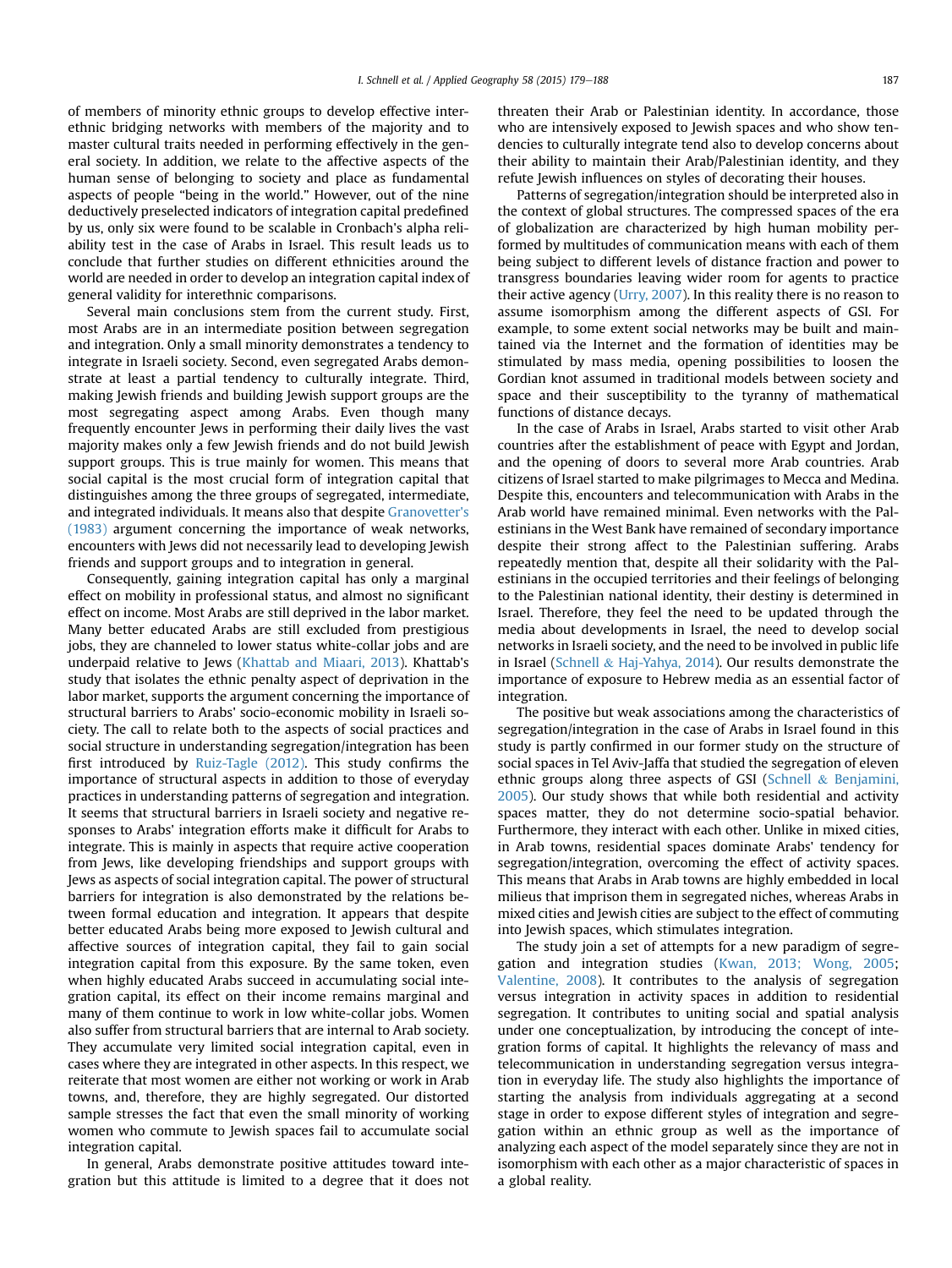of members of minority ethnic groups to develop effective interethnic bridging networks with members of the majority and to master cultural traits needed in performing effectively in the general society. In addition, we relate to the affective aspects of the human sense of belonging to society and place as fundamental aspects of people "being in the world." However, out of the nine deductively preselected indicators of integration capital predefined by us, only six were found to be scalable in Cronbach's alpha reliability test in the case of Arabs in Israel. This result leads us to conclude that further studies on different ethnicities around the world are needed in order to develop an integration capital index of general validity for interethnic comparisons.

Several main conclusions stem from the current study. First, most Arabs are in an intermediate position between segregation and integration. Only a small minority demonstrates a tendency to integrate in Israeli society. Second, even segregated Arabs demonstrate at least a partial tendency to culturally integrate. Third, making Jewish friends and building Jewish support groups are the most segregating aspect among Arabs. Even though many frequently encounter Jews in performing their daily lives the vast majority makes only a few Jewish friends and do not build Jewish support groups. This is true mainly for women. This means that social capital is the most crucial form of integration capital that distinguishes among the three groups of segregated, intermediate, and integrated individuals. It means also that despite Granovetter's (1983) argument concerning the importance of weak networks, encounters with Jews did not necessarily lead to developing Jewish friends and support groups and to integration in general.

Consequently, gaining integration capital has only a marginal effect on mobility in professional status, and almost no significant effect on income. Most Arabs are still deprived in the labor market. Many better educated Arabs are still excluded from prestigious jobs, they are channeled to lower status white-collar jobs and are underpaid relative to Jews (Khattab and Miaari, 2013). Khattab's study that isolates the ethnic penalty aspect of deprivation in the labor market, supports the argument concerning the importance of structural barriers to Arabs' socio-economic mobility in Israeli society. The call to relate both to the aspects of social practices and social structure in understanding segregation/integration has been first introduced by Ruiz-Tagle (2012). This study confirms the importance of structural aspects in addition to those of everyday practices in understanding patterns of segregation and integration. It seems that structural barriers in Israeli society and negative responses to Arabs' integration efforts make it difficult for Arabs to integrate. This is mainly in aspects that require active cooperation from Jews, like developing friendships and support groups with Jews as aspects of social integration capital. The power of structural barriers for integration is also demonstrated by the relations between formal education and integration. It appears that despite better educated Arabs being more exposed to Jewish cultural and affective sources of integration capital, they fail to gain social integration capital from this exposure. By the same token, even when highly educated Arabs succeed in accumulating social integration capital, its effect on their income remains marginal and many of them continue to work in low white-collar jobs. Women also suffer from structural barriers that are internal to Arab society. They accumulate very limited social integration capital, even in cases where they are integrated in other aspects. In this respect, we reiterate that most women are either not working or work in Arab towns, and, therefore, they are highly segregated. Our distorted sample stresses the fact that even the small minority of working women who commute to Jewish spaces fail to accumulate social integration capital.

In general, Arabs demonstrate positive attitudes toward integration but this attitude is limited to a degree that it does not threaten their Arab or Palestinian identity. In accordance, those who are intensively exposed to Jewish spaces and who show tendencies to culturally integrate tend also to develop concerns about their ability to maintain their Arab/Palestinian identity, and they refute Jewish influences on styles of decorating their houses.

Patterns of segregation/integration should be interpreted also in the context of global structures. The compressed spaces of the era of globalization are characterized by high human mobility performed by multitudes of communication means with each of them being subject to different levels of distance fraction and power to transgress boundaries leaving wider room for agents to practice their active agency (Urry, 2007). In this reality there is no reason to assume isomorphism among the different aspects of GSI. For example, to some extent social networks may be built and maintained via the Internet and the formation of identities may be stimulated by mass media, opening possibilities to loosen the Gordian knot assumed in traditional models between society and space and their susceptibility to the tyranny of mathematical functions of distance decays.

In the case of Arabs in Israel, Arabs started to visit other Arab countries after the establishment of peace with Egypt and Jordan, and the opening of doors to several more Arab countries. Arab citizens of Israel started to make pilgrimages to Mecca and Medina. Despite this, encounters and telecommunication with Arabs in the Arab world have remained minimal. Even networks with the Palestinians in the West Bank have remained of secondary importance despite their strong affect to the Palestinian suffering. Arabs repeatedly mention that, despite all their solidarity with the Palestinians in the occupied territories and their feelings of belonging to the Palestinian national identity, their destiny is determined in Israel. Therefore, they feel the need to be updated through the media about developments in Israel, the need to develop social networks in Israeli society, and the need to be involved in public life in Israel (Schnell & Haj-Yahya, 2014). Our results demonstrate the importance of exposure to Hebrew media as an essential factor of integration.

The positive but weak associations among the characteristics of segregation/integration in the case of Arabs in Israel found in this study is partly confirmed in our former study on the structure of social spaces in Tel Aviv-Jaffa that studied the segregation of eleven ethnic groups along three aspects of GSI (Schnell & Benjamini, 2005). Our study shows that while both residential and activity spaces matter, they do not determine socio-spatial behavior. Furthermore, they interact with each other. Unlike in mixed cities, in Arab towns, residential spaces dominate Arabs' tendency for segregation/integration, overcoming the effect of activity spaces. This means that Arabs in Arab towns are highly embedded in local milieus that imprison them in segregated niches, whereas Arabs in mixed cities and Jewish cities are subject to the effect of commuting into Jewish spaces, which stimulates integration.

The study join a set of attempts for a new paradigm of segregation and integration studies (Kwan, 2013; Wong, 2005; Valentine, 2008). It contributes to the analysis of segregation versus integration in activity spaces in addition to residential segregation. It contributes to uniting social and spatial analysis under one conceptualization, by introducing the concept of integration forms of capital. It highlights the relevancy of mass and telecommunication in understanding segregation versus integration in everyday life. The study also highlights the importance of starting the analysis from individuals aggregating at a second stage in order to expose different styles of integration and segregation within an ethnic group as well as the importance of analyzing each aspect of the model separately since they are not in isomorphism with each other as a major characteristic of spaces in a global reality.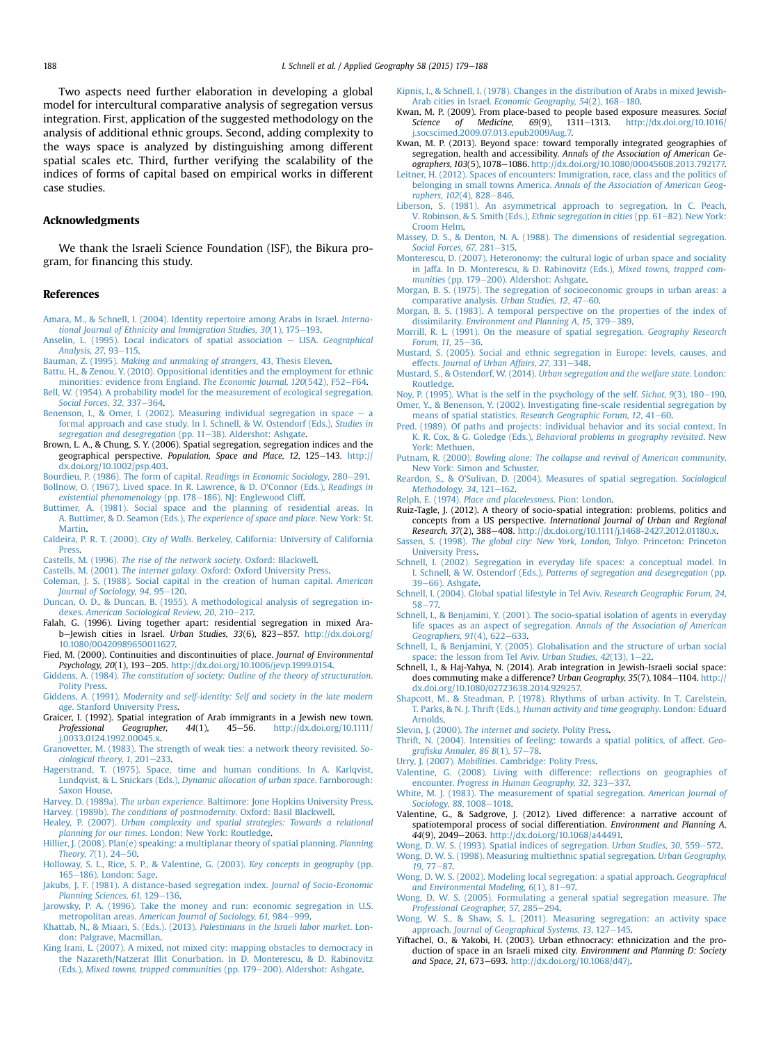Two aspects need further elaboration in developing a global model for intercultural comparative analysis of segregation versus integration. First, application of the suggested methodology on the analysis of additional ethnic groups. Second, adding complexity to the ways space is analyzed by distinguishing among different spatial scales etc. Third, further verifying the scalability of the indices of forms of capital based on empirical works in different case studies.

## Acknowledgments

We thank the Israeli Science Foundation (ISF), the Bikura program, for financing this study.

## References

Amara, M., & Schnell, I. (2004). Identity repertoire among Arabs in Israel. *International Journal of Ethnicity and Immigration Studies, 30*(1), 175–193.

Anselin, L. (1995). Local indicators of spatial association – LISA. *Geographical Analysis, 27*, 93–115.

Bauman, Z. (1995). *Making and unmaking of strangers*, 43, Thesis Eleven.

Battu, H., & Zenou, Y. (2010). Oppositional identities and the employment for ethnic minorities: evidence from England. *The Economic Journal, 120*(542), F52–F64.

Bell, W. (1954). A probability model for the measurement of ecological segregation. *Social Forces, 32*, 337–364.

Benenson, I., & Omer, I. (2002). Measuring individual segregation in space – a formal approach and case study. In I. Schnell, & W. Ostendorf (Eds.), *Studies in segregation and desegregation* (pp. 11–38). Aldershot: Ashgate.

Brown, L. A., & Chung, S. Y. (2006). Spatial segregation, segregation indices and the geographical perspective. *Population, Space and Place, 12*, 125–143. http://dx.doi.org/10.1002/psp.403.

Bourdieu, P. (1986). The form of capital. *Readings in Economic Sociology*, 280–291.

Bollnow, O. (1967). Lived space. In R. Lawrence, & D. O'Connor (Eds.), *Readings in existential phenomenology* (pp. 178–186). NJ: Englewood Cliff.

Buttimer, A. (1981). Social space and the planning of residential areas. In A. Buttimer, & D. Seamon (Eds.), *The experience of space and place*. New York: St. Martin.

Caldeira, P. R. T. (2000). *City of Walls*. Berkeley, California: University of California Press.

Castells, M. (1996). *The rise of the network society*. Oxford: Blackwell.

Castells, M. (2001). *The internet galaxy*. Oxford: Oxford University Press.

Coleman, J. S. (1988). Social capital in the creation of human capital. *American Journal of Sociology, 94*, 95–120.

Duncan, O. D., & Duncan, B. (1955). A methodological analysis of segregation indexes. *American Sociological Review, 20*, 210–217.

Falah, G. (1996). Living together apart: residential segregation in mixed Arab–Jewish cities in Israel. *Urban Studies, 33*(6), 823–857. http://dx.doi.org/10.1080/00420989650011627.

Fied, M. (2000). Continuities and discontinuities of place. *Journal of Environmental Psychology, 20*(1), 193–205. http://dx.doi.org/10.1006/jevp.1999.0154.

Giddens, A. (1984). *The constitution of society: Outline of the theory of structuration*. Polity Press.

Giddens, A. (1991). *Modernity and self-identity: Self and society in the late modern age*. Stanford University Press.

Graicer, I. (1992). Spatial integration of Arab immigrants in a Jewish new town. *Professional Geographer, 44*(1), 45–56. http://dx.doi.org/10.1111/j.0033.0124.1992.00045.x.

Granovetter, M. (1983). The strength of weak ties: a network theory revisited. *Sociological theory, 1*, 201–233.

Hagerstrand, T. (1975). Space, time and human conditions. In A. Karlqvist, Lundqvist, & L. Snickars (Eds.), *Dynamic allocation of urban space*. Farnborough: Saxon House.

Harvey, D. (1989a). *The urban experience*. Baltimore: Jone Hopkins University Press.

Harvey, D. (1989b). *The conditions of postmodernity*. Oxford: Basil Blackwell.

Healey, P. (2007). *Urban complexity and spatial strategies: Towards a relational planning for our times*. London; New York: Routledge.

Hillier, J. (2008). Plan(e) speaking: a multiplanar theory of spatial planning. *Planning Theory, 7*(1), 24–50.

Holloway, S. L., Rice, S. P., & Valentine, G. (2003). *Key concepts in geography* (pp. 165–186). London: Sage.

Jakubs, J. F. (1981). A distance-based segregation index. *Journal of Socio-Economic Planning Sciences, 61*, 129–136.

Jarowsky, P. A. (1996). Take the money and run: economic segregation in U.S. metropolitan areas. *American Journal of Sociology, 61*, 984–999.

Khattab, N., & Miaari, S. (Eds.). (2013). *Palestinians in the Israeli labor market*. London: Palgrave, Macmillan.

King Irani, L. (2007). A mixed, not mixed city: mapping obstacles to democracy in the Nazareth/Natzerat Illit Conurbation. In D. Monterescu, & D. Rabinovitz (Eds.), *Mixed towns, trapped communities* (pp. 179–200). Aldershot: Ashgate.

Kipnis, I., & Schnell, I. (1978). Changes in the distribution of Arabs in mixed Jewish-Arab cities in Israel. *Economic Geography, 54*(2), 168–180.

Kwan, M. P. (2009). From place-based to people based exposure measures. *Social Science of Medicine, 69*(9), 1311–1313. http://dx.doi.org/10.1016/j.socscimed.2009.07.013.epub2009Aug.7.

Kwan, M. P. (2013). Beyond space: toward temporally integrated geographies of segregation, health and accessibility. *Annals of the Association of American Geographers, 103*(5), 1078–1086. http://dx.doi.org/10.1080/00045608.2013.792177.

Leitner, H. (2012). Spaces of encounters: Immigration, race, class and the politics of belonging in small towns America. *Annals of the Association of American Geographers, 102*(4), 828–846.

Liberson, S. (1981). An asymmetrical approach to segregation. In C. Peach, V. Robinson, & S. Smith (Eds.), *Ethnic segregation in cities* (pp. 61–82). New York: Croom Helm.

Massey, D. S., & Denton, N. A. (1988). The dimensions of residential segregation. *Social Forces, 67*, 281–315.

Monterescu, D. (2007). Heteronomy: the cultural logic of urban space and sociality in Jaffa. In D. Monterescu, & D. Rabinovitz (Eds.), *Mixed towns, trapped communities* (pp. 179–200). Aldershot: Ashgate.

Morgan, B. S. (1975). The segregation of socioeconomic groups in urban areas: a comparative analysis. *Urban Studies, 12*, 47–60.

Morgan, B. S. (1983). A temporal perspective on the properties of the index of dissimilarity. *Environment and Planning A, 15*, 379–389.

Morrill, R. L. (1991). On the measure of spatial segregation. *Geography Research Forum, 11*, 25–36.

Mustard, S. (2005). Social and ethnic segregation in Europe: levels, causes, and effects. *Journal of Urban Affairs, 27*, 331–348.

Mustard, S., & Ostendorf, W. (2014). *Urban segregation and the welfare state*. London: Routledge.

Noy, P. (1995). What is the self in the psychology of the self. *Sichot, 9*(3), 180–190.

Omer, Y., & Benenson, Y. (2002). Investigating fine-scale residential segregation by means of spatial statistics. *Research Geographic Forum, 12*, 41–60.

Pred. (1989). Of paths and projects: individual behavior and its social context. In K. R. Cox, & G. Goledge (Eds.), *Behavioral problems in geography revisited*. New York: Methuen.

Putnam, R. (2000). *Bowling alone: The collapse and revival of American community*. New York: Simon and Schuster.

Reardon, S., & O'Sulivan, D. (2004). Measures of spatial segregation. *Sociological Methodology, 34*, 121–162.

Relph, E. (1974). *Place and placelessness*. Pion: London.

Ruiz-Tagle, J. (2012). A theory of socio-spatial integration: problems, politics and concepts from a US perspective. *International Journal of Urban and Regional Research, 37*(2), 388–408. http://dx.doi.org/10.1111/j.1468-2427.2012.01180.x.

Sassen, S. (1998). *The global city: New York, London, Tokyo*. Princeton: Princeton University Press.

Schnell, I. (2002). Segregation in everyday life spaces: a conceptual model. In I. Schnell, & W. Ostendorf (Eds.), *Patterns of segregation and desegregation* (pp. 39–66). Ashgate.

Schnell, I. (2004). Global spatial lifestyle in Tel Aviv. *Research Geographic Forum, 24*, 58–77.

Schnell, I., & Benjamini, Y. (2001). The socio-spatial isolation of agents in everyday life spaces as an aspect of segregation. *Annals of the Association of American Geographers, 91*(4), 622–633.

Schnell, I., & Benjamini, Y. (2005). Globalisation and the structure of urban social space: the lesson from Tel Aviv. *Urban Studies, 42*(13), 1–22.

Schnell, I., & Haj-Yahya, N. (2014). Arab integration in Jewish-Israeli social space: does commuting make a difference? *Urban Geography, 35*(7), 1084–1104. http://dx.doi.org/10.1080/02723638.2014.929257.

Shapcott, M., & Steadman, P. (1978). Rhythms of urban activity. In T. Carelstein, T. Parks, & N. J. Thrift (Eds.), *Human activity and time geography*. London: Eduard Arnolds.

Slevin, J. (2000). *The internet and society*. Polity Press.

Thrift, N. (2004). Intensities of feeling: towards a spatial politics, of affect. *Geografiska Annaler, 86 B*(1), 57–78.

Urry, J. (2007). *Mobilities*. Cambridge: Polity Press.

Valentine, G. (2008). Living with difference: reflections on geographies of encounter. *Progress in Human Geography, 32*, 323–337.

White, M. J. (1983). The measurement of spatial segregation. *American Journal of Sociology, 88*, 1008–1018.

Valentine, G., & Sadgrove, J. (2012). Lived difference: a narrative account of spatiotemporal process of social differentiation. *Environment and Planning A, 44*(9), 2049–2063. http://dx.doi.org/10.1068/a44491.

Wong, D. W. S. (1993). Spatial indices of segregation. *Urban Studies, 30*, 559–572.

Wong, D. W. S. (1998). Measuring multiethnic spatial segregation. *Urban Geography, 19*, 77–87.

Wong, D. W. S. (2002). Modeling local segregation: a spatial approach. *Geographical and Environmental Modeling, 6*(1), 81–97.

Wong, D. W. S. (2005). Formulating a general spatial segregation measure. *The Professional Geographer, 57*, 285–294.

Wong, W. S., & Shaw, S. L. (2011). Measuring segregation: an activity space approach. *Journal of Geographical Systems, 13*, 127–145.

Yiftachel, O., & Yakobi, H. (2003). Urban ethnocracy: ethnicization and the production of space in an Israeli mixed city. *Environment and Planning D: Society and Space, 21*, 673–693. http://dx.doi.org/10.1068/d47j.